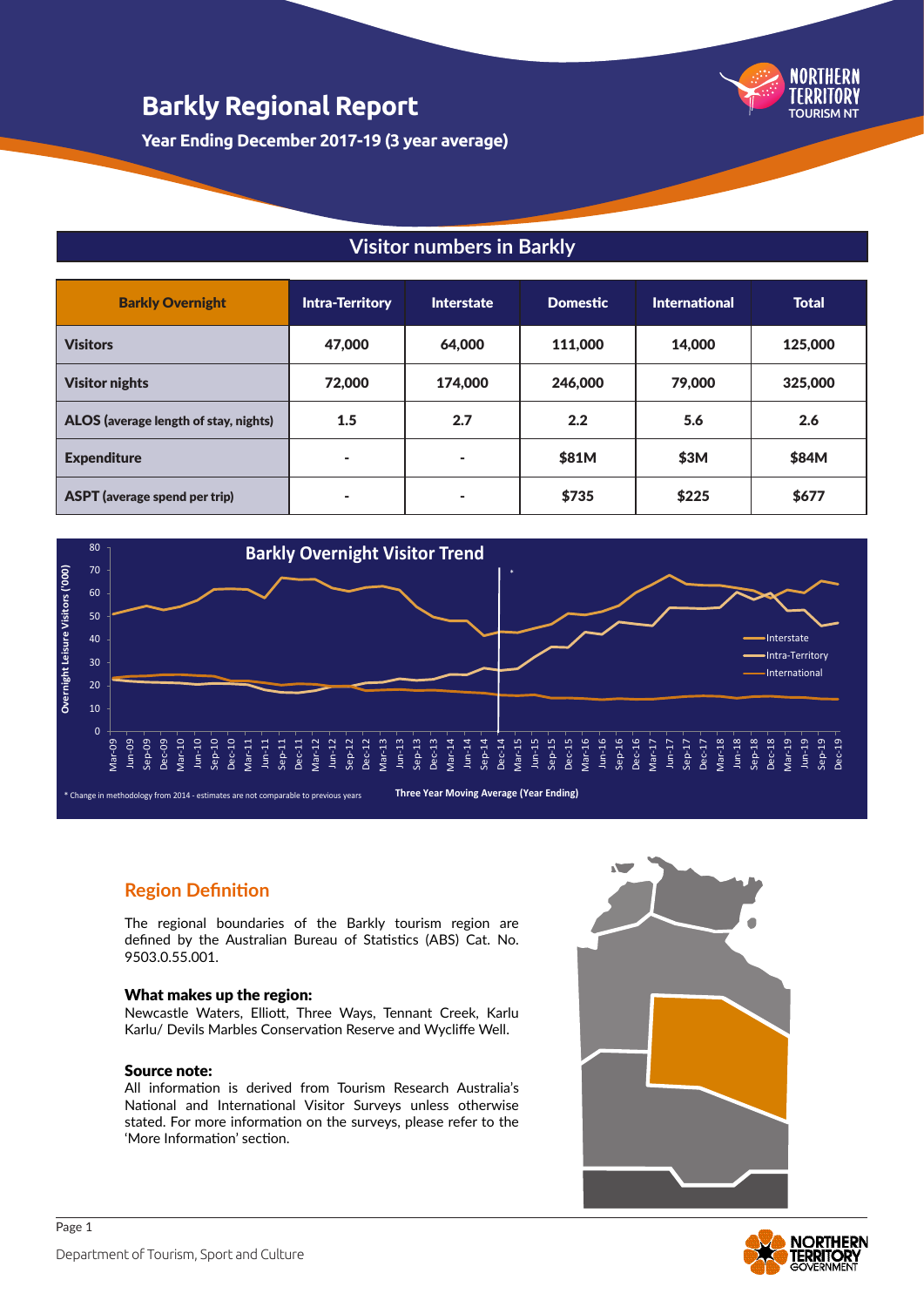# Barkly Regional Report

**Year Ending December 2017-19 (3 year average)**

## Visitor numbers in Barkly

| Barkly Overnight | Intra-Territory | Interstate | Domestic | International | Total |
|---|---|---|---|---|---|
| **Visitors** | 47,000 | 64,000 | 111,000 | 14,000 | 125,000 |
| **Visitor nights** | 72,000 | 174,000 | 246,000 | 79,000 | 325,000 |
| **ALOS** (average length of stay, nights) | 1.5 | 2.7 | 2.2 | 5.6 | 2.6 |
| **Expenditure** | - | - | $81M | $3M | $84M |
| **ASPT** (average spend per trip) | - | - | $735 | $225 | $677 |

**Barkly Overnight Visitor Trend**

Overnight Leisure Visitors ('000)

Three Year Moving Average (Year Ending)

* Change in methodology from 2014 - estimates are not comparable to previous years

## Region Definition

The regional boundaries of the Barkly tourism region are defined by the Australian Bureau of Statistics (ABS) Cat. No. 9503.0.55.001.

### What makes up the region:

Newcastle Waters, Elliott, Three Ways, Tennant Creek, Karlu Karlu/ Devils Marbles Conservation Reserve and Wycliffe Well.

### Source note:

All information is derived from Tourism Research Australia's National and International Visitor Surveys unless otherwise stated. For more information on the surveys, please refer to the 'More Information' section.

Department of Tourism, Sport and Culture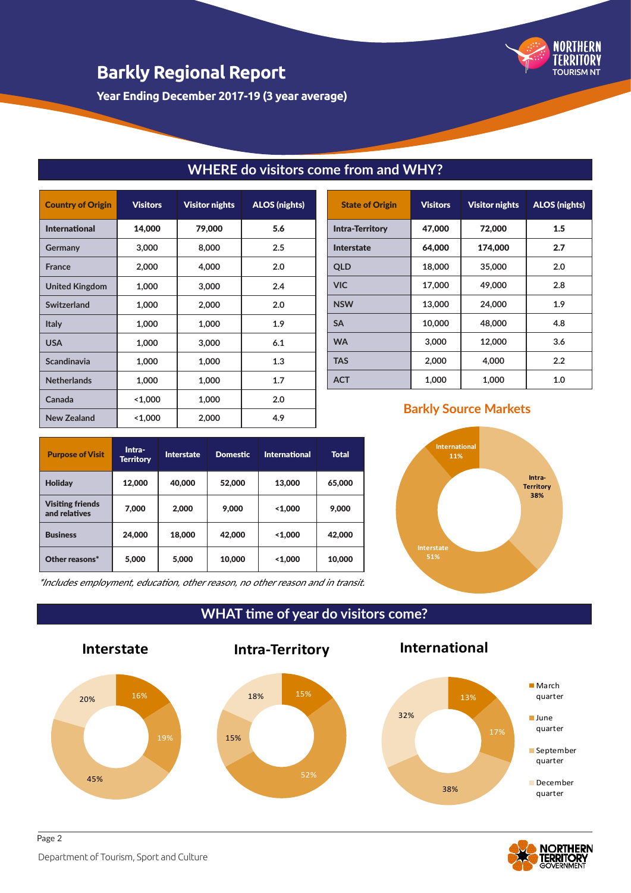# Barkly Regional Report

**Year Ending December 2017-19 (3 year average)**

## WHERE do visitors come from and WHY?

| Country of Origin | Visitors | Visitor nights | ALOS (nights) |
|---|---|---|---|
| **International** | **14,000** | **79,000** | **5.6** |
| Germany | 3,000 | 8,000 | 2.5 |
| France | 2,000 | 4,000 | 2.0 |
| United Kingdom | 1,000 | 3,000 | 2.4 |
| Switzerland | 1,000 | 2,000 | 2.0 |
| Italy | 1,000 | 1,000 | 1.9 |
| USA | 1,000 | 3,000 | 6.1 |
| Scandinavia | 1,000 | 1,000 | 1.3 |
| Netherlands | 1,000 | 1,000 | 1.7 |
| Canada | <1,000 | 1,000 | 2.0 |
| New Zealand | <1,000 | 2,000 | 4.9 |

| State of Origin | Visitors | Visitor nights | ALOS (nights) |
|---|---|---|---|
| **Intra-Territory** | **47,000** | **72,000** | **1.5** |
| **Interstate** | **64,000** | **174,000** | **2.7** |
| QLD | 18,000 | 35,000 | 2.0 |
| VIC | 17,000 | 49,000 | 2.8 |
| NSW | 13,000 | 24,000 | 1.9 |
| SA | 10,000 | 48,000 | 4.8 |
| WA | 3,000 | 12,000 | 3.6 |
| TAS | 2,000 | 4,000 | 2.2 |
| ACT | 1,000 | 1,000 | 1.0 |

| Purpose of Visit | Intra-Territory | Interstate | Domestic | International | Total |
|---|---|---|---|---|---|
| **Holiday** | 12,000 | 40,000 | 52,000 | 13,000 | 65,000 |
| **Visiting friends and relatives** | 7,000 | 2,000 | 9,000 | <1,000 | 9,000 |
| **Business** | 24,000 | 18,000 | 42,000 | <1,000 | 42,000 |
| **Other reasons*** | 5,000 | 5,000 | 10,000 | <1,000 | 10,000 |

*Includes employment, education, other reason, no other reason and in transit.*

### Barkly Source Markets

- Intra-Territory 38%
- Interstate 51%
- International 11%

## WHAT time of year do visitors come?

| | March quarter | June quarter | September quarter | December quarter |
|---|---|---|---|---|
| **Interstate** | 16% | 19% | 45% | 20% |
| **Intra-Territory** | 15% | 52% | 15% | 18% |
| **International** | 13% | 17% | 38% | 32% |

Department of Tourism, Sport and Culture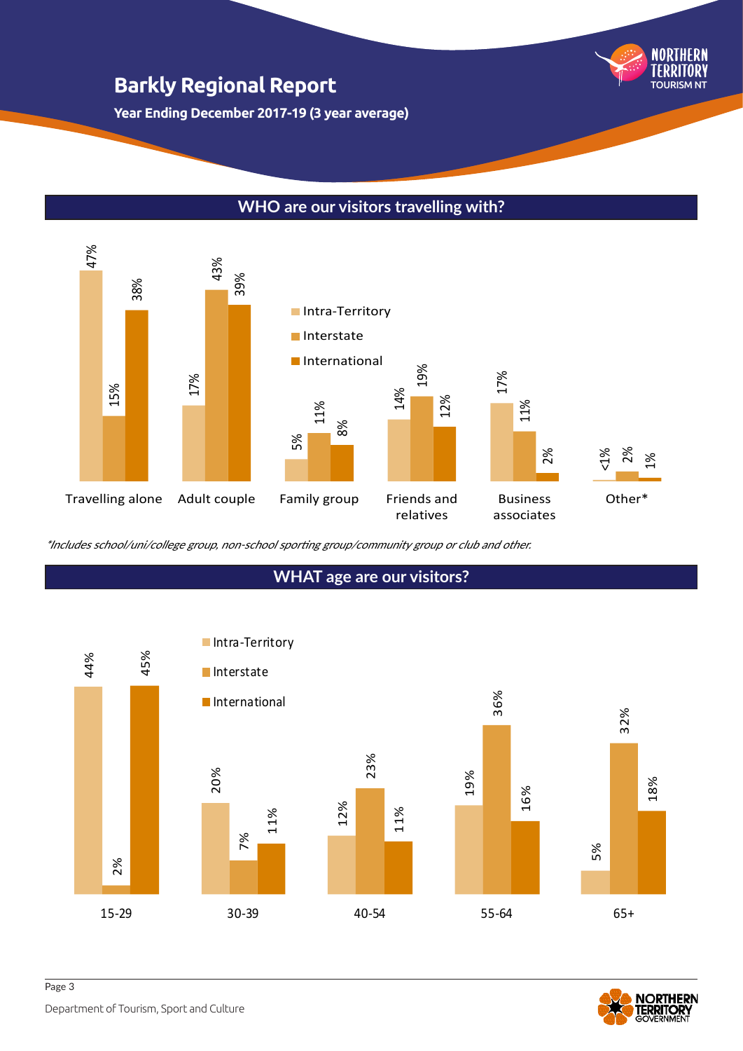# Barkly Regional Report

**Year Ending December 2017-19 (3 year average)**

## WHO are our visitors travelling with?

| | Intra-Territory | Interstate | International |
|---|---|---|---|
| Travelling alone | 47% | 15% | 38% |
| Adult couple | 17% | 43% | 39% |
| Family group | 5% | 11% | 8% |
| Friends and relatives | 14% | 19% | 12% |
| Business associates | 17% | 11% | 2% |
| Other* | <1% | 2% | 1% |

*Includes school/uni/college group, non-school sporting group/community group or club and other.*

## WHAT age are our visitors?

| | Intra-Territory | Interstate | International |
|---|---|---|---|
| 15-29 | 44% | 2% | 45% |
| 30-39 | 20% | 7% | 11% |
| 40-54 | 12% | 23% | 11% |
| 55-64 | 19% | 36% | 16% |
| 65+ | 5% | 32% | 18% |

Department of Tourism, Sport and Culture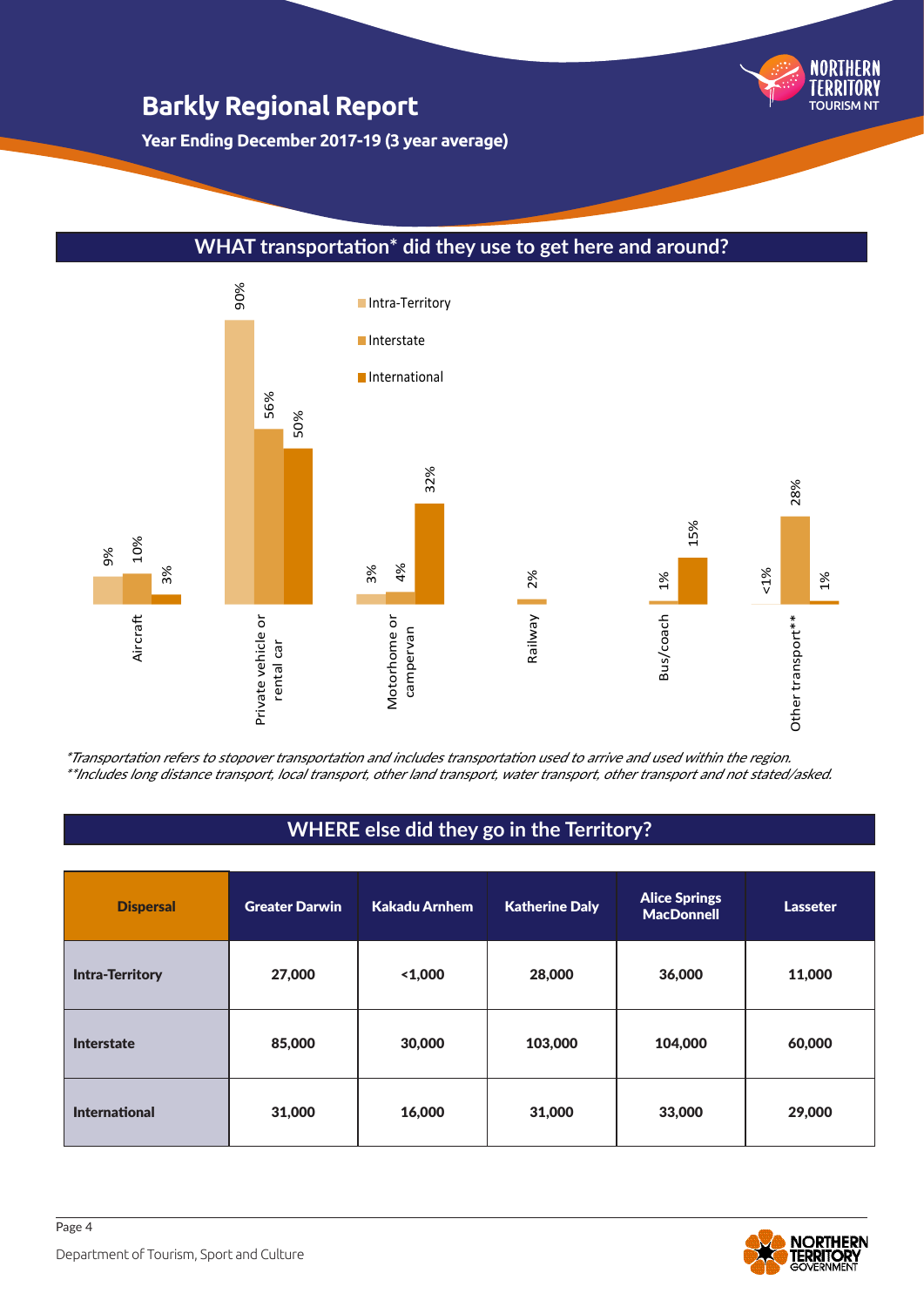# Barkly Regional Report

**Year Ending December 2017-19 (3 year average)**

## WHAT transportation* did they use to get here and around?

| Transportation | Intra-Territory | Interstate | International |
|---|---|---|---|
| Aircraft | 9% | 10% | 3% |
| Private vehicle or rental car | 90% | 56% | 50% |
| Motorhome or campervan | 3% | 4% | 32% |
| Railway | | 2% | |
| Bus/coach | | 1% | 15% |
| Other transport** | <1% | 28% | 1% |

*Transportation refers to stopover transportation and includes transportation used to arrive and used within the region.*
*\*\*Includes long distance transport, local transport, other land transport, water transport, other transport and not stated/asked.*

## WHERE else did they go in the Territory?

| Dispersal | Greater Darwin | Kakadu Arnhem | Katherine Daly | Alice Springs MacDonnell | Lasseter |
|---|---|---|---|---|---|
| **Intra-Territory** | 27,000 | <1,000 | 28,000 | 36,000 | 11,000 |
| **Interstate** | 85,000 | 30,000 | 103,000 | 104,000 | 60,000 |
| **International** | 31,000 | 16,000 | 31,000 | 33,000 | 29,000 |

Department of Tourism, Sport and Culture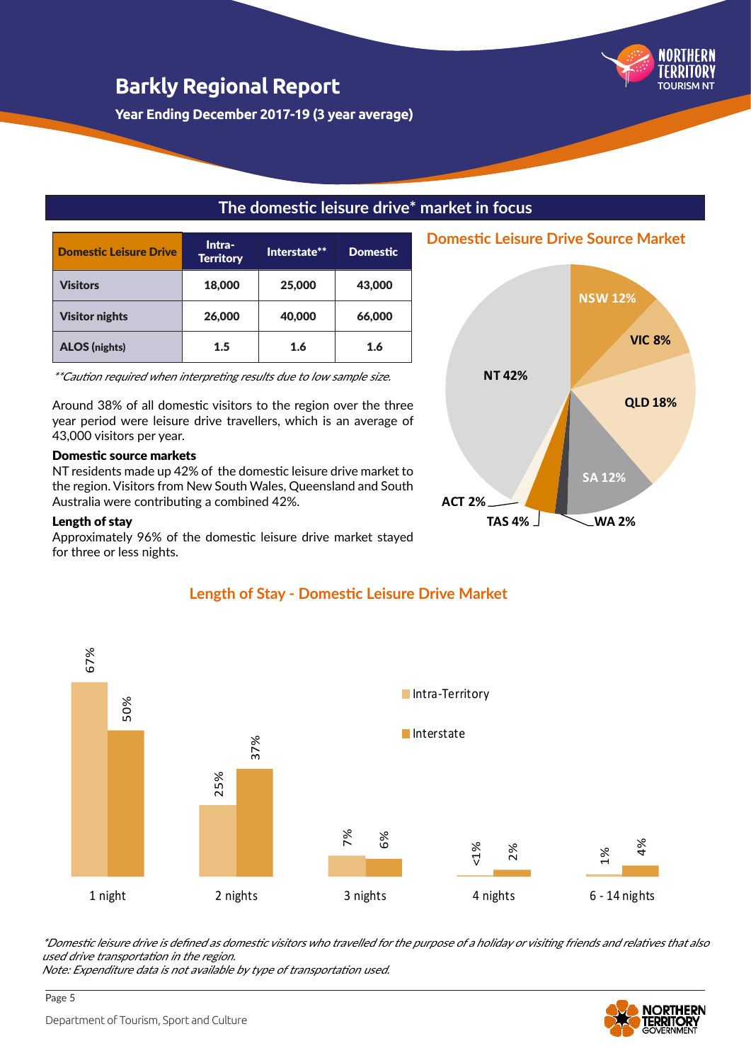# Barkly Regional Report

**Year Ending December 2017-19 (3 year average)**

## The domestic leisure drive* market in focus

| Domestic Leisure Drive | Intra-Territory | Interstate** | Domestic |
|---|---|---|---|
| Visitors | 18,000 | 25,000 | 43,000 |
| Visitor nights | 26,000 | 40,000 | 66,000 |
| ALOS (nights) | 1.5 | 1.6 | 1.6 |

*\*\*Caution required when interpreting results due to low sample size.*

Around 38% of all domestic visitors to the region over the three year period were leisure drive travellers, which is an average of 43,000 visitors per year.

**Domestic source markets**

NT residents made up 42% of the domestic leisure drive market to the region. Visitors from New South Wales, Queensland and South Australia were contributing a combined 42%.

**Length of stay**

Approximately 96% of the domestic leisure drive market stayed for three or less nights.

### Domestic Leisure Drive Source Market

| Source | Share |
|---|---|
| NT | 42% |
| NSW | 12% |
| VIC | 8% |
| QLD | 18% |
| SA | 12% |
| WA | 2% |
| TAS | 4% |
| ACT | 2% |

### Length of Stay - Domestic Leisure Drive Market

| Length of stay | Intra-Territory | Interstate |
|---|---|---|
| 1 night | 67% | 50% |
| 2 nights | 25% | 37% |
| 3 nights | 7% | 6% |
| 4 nights | <1% | 2% |
| 6 - 14 nights | 1% | 4% |

*\*Domestic leisure drive is defined as domestic visitors who travelled for the purpose of a holiday or visiting friends and relatives that also used drive transportation in the region.*
*Note: Expenditure data is not available by type of transportation used.*

Department of Tourism, Sport and Culture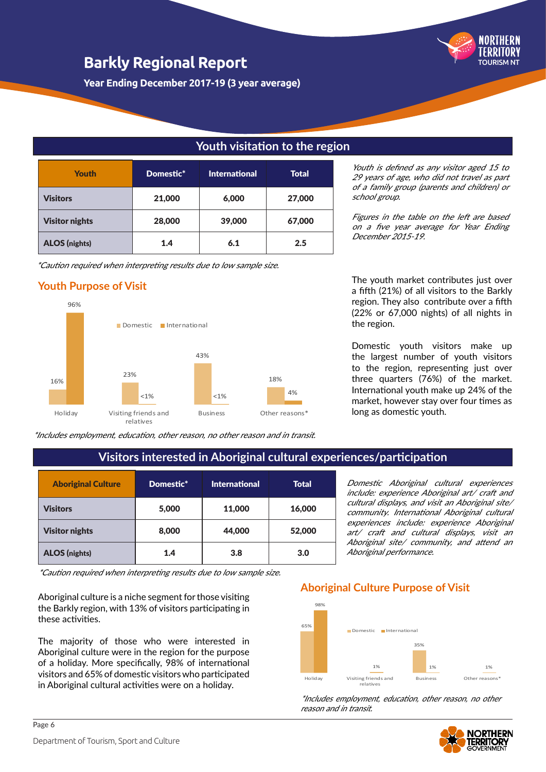# Barkly Regional Report

**Year Ending December 2017-19 (3 year average)**

## Youth visitation to the region

| Youth | Domestic* | International | Total |
|---|---|---|---|
| **Visitors** | 21,000 | 6,000 | 27,000 |
| **Visitor nights** | 28,000 | 39,000 | 67,000 |
| **ALOS (nights)** | 1.4 | 6.1 | 2.5 |

*\*Caution required when interpreting results due to low sample size.*

*Youth is defined as any visitor aged 15 to 29 years of age, who did not travel as part of a family group (parents and children) or school group.*

*Figures in the table on the left are based on a five year average for Year Ending December 2015-19.*

### Youth Purpose of Visit

| | Domestic | International |
|---|---|---|
| Holiday | 16% | 96% |
| Visiting friends and relatives | 23% | <1% |
| Business | 43% | <1% |
| Other reasons* | 18% | 4% |

*\*Includes employment, education, other reason, no other reason and in transit.*

The youth market contributes just over a fifth (21%) of all visitors to the Barkly region. They also contribute over a fifth (22% or 67,000 nights) of all nights in the region.

Domestic youth visitors make up the largest number of youth visitors to the region, representing just over three quarters (76%) of the market. International youth make up 24% of the market, however stay over four times as long as domestic youth.

## Visitors interested in Aboriginal cultural experiences/participation

| Aboriginal Culture | Domestic* | International | Total |
|---|---|---|---|
| **Visitors** | 5,000 | 11,000 | 16,000 |
| **Visitor nights** | 8,000 | 44,000 | 52,000 |
| **ALOS (nights)** | 1.4 | 3.8 | 3.0 |

*\*Caution required when interpreting results due to low sample size.*

*Domestic Aboriginal cultural experiences include: experience Aboriginal art/ craft and cultural displays, and visit an Aboriginal site/ community. International Aboriginal cultural experiences include: experience Aboriginal art/ craft and cultural displays, visit an Aboriginal site/ community, and attend an Aboriginal performance.*

Aboriginal culture is a niche segment for those visiting the Barkly region, with 13% of visitors participating in these activities.

The majority of those who were interested in Aboriginal culture were in the region for the purpose of a holiday. More specifically, 98% of international visitors and 65% of domestic visitors who participated in Aboriginal cultural activities were on a holiday.

### Aboriginal Culture Purpose of Visit

| | Domestic | International |
|---|---|---|
| Holiday | 65% | 98% |
| Visiting friends and relatives | | 1% |
| Business | 35% | 1% |
| Other reasons* | | 1% |

*\*Includes employment, education, other reason, no other reason and in transit.*

Department of Tourism, Sport and Culture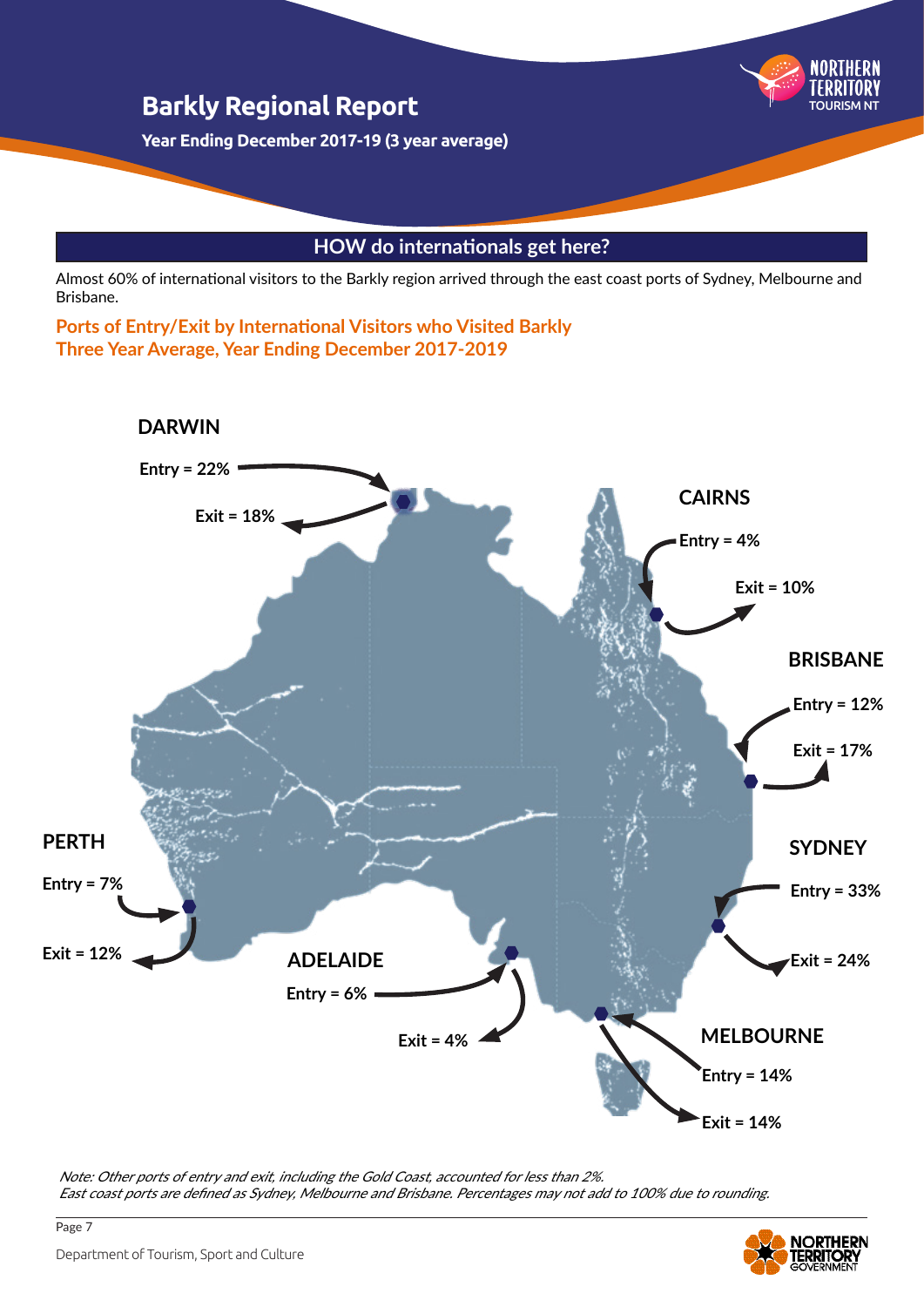# Barkly Regional Report

**Year Ending December 2017-19 (3 year average)**

## HOW do internationals get here?

Almost 60% of international visitors to the Barkly region arrived through the east coast ports of Sydney, Melbourne and Brisbane.

### Ports of Entry/Exit by International Visitors who Visited Barkly
### Three Year Average, Year Ending December 2017-2019

**DARWIN**

Entry = 22%

Exit = 18%

**CAIRNS**

Entry = 4%

Exit = 10%

**BRISBANE**

Entry = 12%

Exit = 17%

**SYDNEY**

Entry = 33%

Exit = 24%

**MELBOURNE**

Entry = 14%

Exit = 14%

**ADELAIDE**

Entry = 6%

Exit = 4%

**PERTH**

Entry = 7%

Exit = 12%

*Note: Other ports of entry and exit, including the Gold Coast, accounted for less than 2%.*
*East coast ports are defined as Sydney, Melbourne and Brisbane. Percentages may not add to 100% due to rounding.*

Department of Tourism, Sport and Culture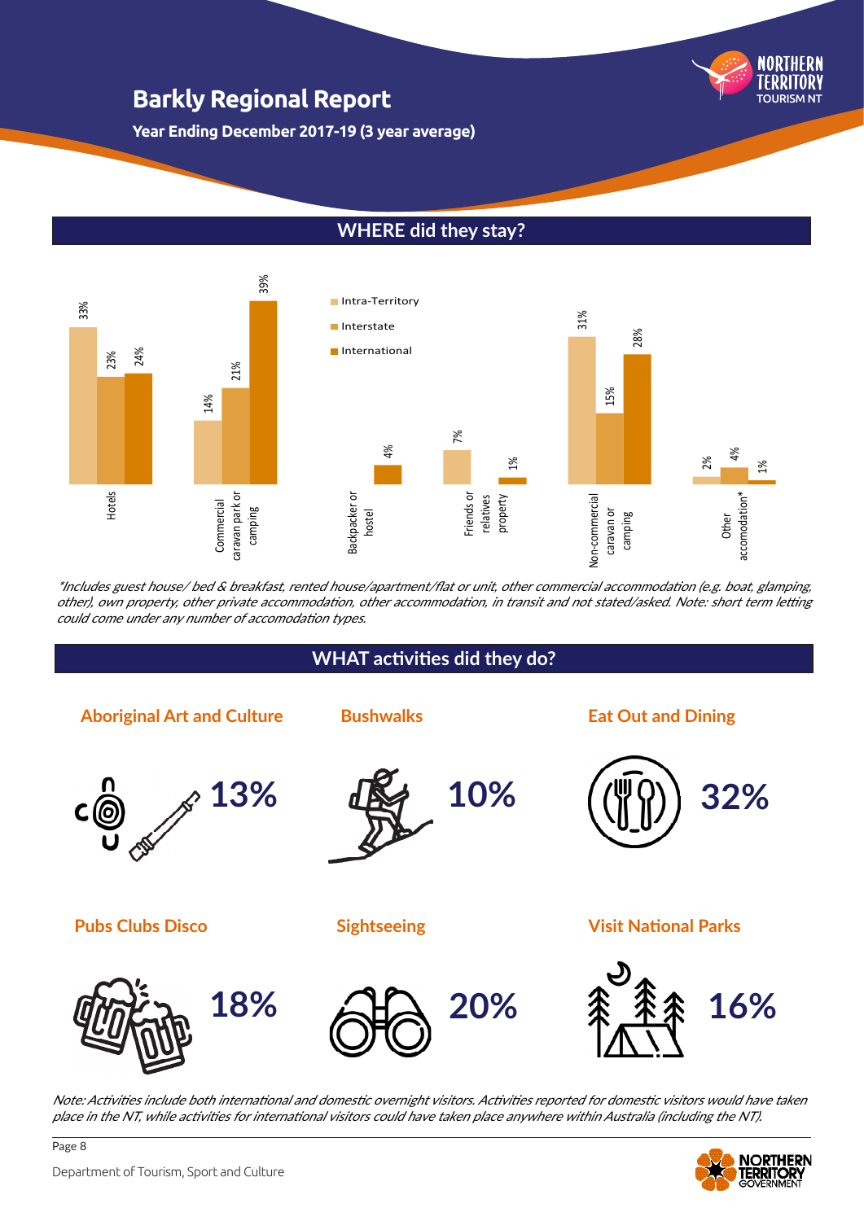# Barkly Regional Report

**Year Ending December 2017-19 (3 year average)**

## WHERE did they stay?

| Accommodation | Intra-Territory | Interstate | International |
|---|---|---|---|
| Hotels | 33% | 23% | 24% |
| Commercial caravan park or camping | 14% | 21% | 39% |
| Backpacker or hostel | | | 4% |
| Friends or relatives property | 7% | | 1% |
| Non-commercial caravan or camping | 31% | 15% | 28% |
| Other accomodation* | 2% | 4% | 1% |

*\*Includes guest house/ bed & breakfast, rented house/apartment/flat or unit, other commercial accommodation (e.g. boat, glamping, other), own property, other private accommodation, other accommodation, in transit and not stated/asked. Note: short term letting could come under any number of accomodation types.*

## WHAT activities did they do?

| Activity | % |
|---|---|
| Aboriginal Art and Culture | 13% |
| Bushwalks | 10% |
| Eat Out and Dining | 32% |
| Pubs Clubs Disco | 18% |
| Sightseeing | 20% |
| Visit National Parks | 16% |

*Note: Activities include both international and domestic overnight visitors. Activities reported for domestic visitors would have taken place in the NT, while activities for international visitors could have taken place anywhere within Australia (including the NT).*

Department of Tourism, Sport and Culture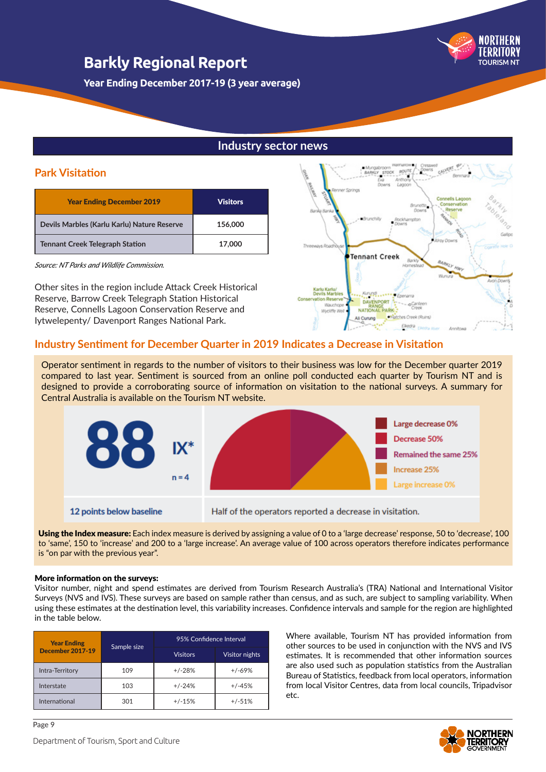# Barkly Regional Report

**Year Ending December 2017-19 (3 year average)**

## Industry sector news

### Park Visitation

| Year Ending December 2019 | Visitors |
|---|---|
| Devils Marbles (Karlu Karlu) Nature Reserve | 156,000 |
| Tennant Creek Telegraph Station | 17,000 |

*Source: NT Parks and Wildlife Commission.*

Other sites in the region include Attack Creek Historical Reserve, Barrow Creek Telegraph Station Historical Reserve, Connells Lagoon Conservation Reserve and Iytwelepenty/ Davenport Ranges National Park.

### Industry Sentiment for December Quarter in 2019 Indicates a Decrease in Visitation

Operator sentiment in regards to the number of visitors to their business was low for the December quarter 2019 compared to last year. Sentiment is sourced from an online poll conducted each quarter by Tourism NT and is designed to provide a corroborating source of information on visitation to the national surveys. A summary for Central Australia is available on the Tourism NT website.

88 IX*

n = 4

Large decrease 0%
Decrease 50%
Remained the same 25%
Increase 25%
Large increase 0%

12 points below baseline

Half of the operators reported a decrease in visitation.

**Using the Index measure:** Each index measure is derived by assigning a value of 0 to a 'large decrease' response, 50 to 'decrease', 100 to 'same', 150 to 'increase' and 200 to a 'large increase'. An average value of 100 across operators therefore indicates performance is "on par with the previous year".

**More information on the surveys:**
Visitor number, night and spend estimates are derived from Tourism Research Australia's (TRA) National and International Visitor Surveys (NVS and IVS). These surveys are based on sample rather than census, and as such, are subject to sampling variability. When using these estimates at the destination level, this variability increases. Confidence intervals and sample for the region are highlighted in the table below.

| Year Ending December 2017-19 | Sample size | 95% Confidence Interval | |
|---|---|---|---|
| | | Visitors | Visitor nights |
| Intra-Territory | 109 | +/-28% | +/-69% |
| Interstate | 103 | +/-24% | +/-45% |
| International | 301 | +/-15% | +/-51% |

Where available, Tourism NT has provided information from other sources to be used in conjunction with the NVS and IVS estimates. It is recommended that other information sources are also used such as population statistics from the Australian Bureau of Statistics, feedback from local operators, information from local Visitor Centres, data from local councils, Tripadvisor etc.

Department of Tourism, Sport and Culture